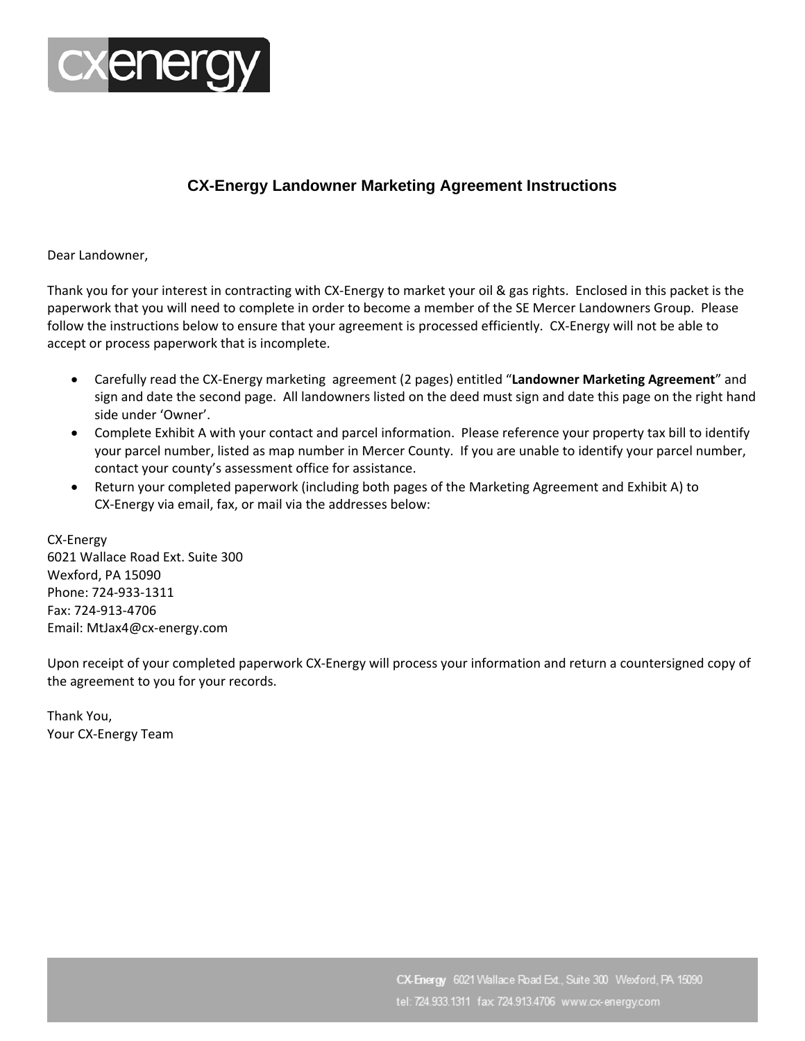# CX-Energy Landowner Marketing Agreement Instructions

Dear Landowner,

Thank you for your interest in contracting with CX-Energy to market your oil & gas rights. Enclosed in this packet is the paperwork that you will need to complete in order to become a member of the SE Mercer Landowners Group. Please follow the instructions below to ensure that your agreement is processed efficiently. CX-Energy will not be able to accept or process paperwork that is incomplete.

- Carefully read the CX-Energy marketing agreement (2 pages) entitled "**Landowner Marketing Agreement**" and sign and date the second page. All landowners listed on the deed must sign and date this page on the right hand side under 'Owner'.
- Complete Exhibit A with your contact and parcel information. Please reference your property tax bill to identify your parcel number, listed as map number in Mercer County. If you are unable to identify your parcel number, contact your county's assessment office for assistance.
- Return your completed paperwork (including both pages of the Marketing Agreement and Exhibit A) to CX-Energy via email, fax, or mail via the addresses below:

CX-Energy
6021 Wallace Road Ext. Suite 300
Wexford, PA 15090
Phone: 724-933-1311
Fax: 724-913-4706
Email: MtJax4@cx-energy.com

Upon receipt of your completed paperwork CX-Energy will process your information and return a countersigned copy of the agreement to you for your records.

Thank You,
Your CX-Energy Team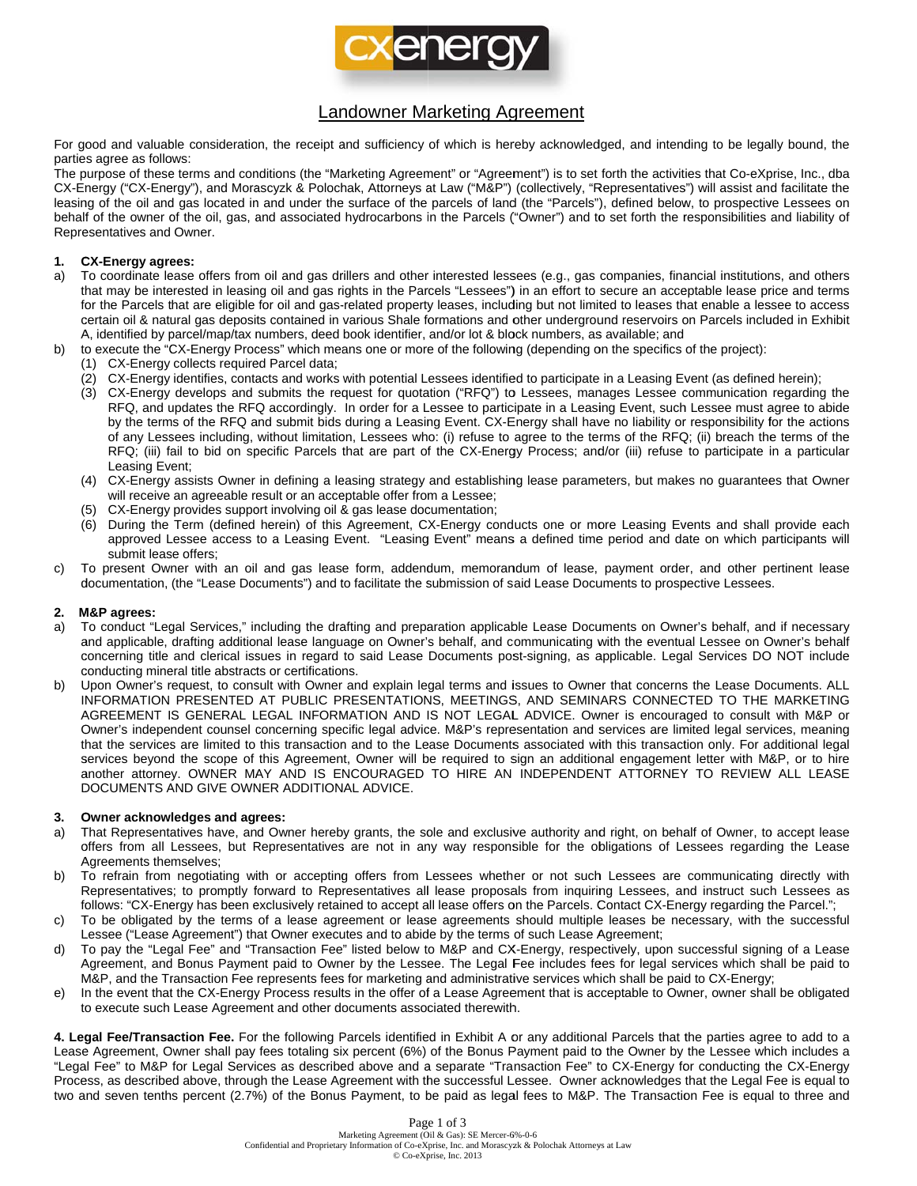# Landowner Marketing Agreement

For good and valuable consideration, the receipt and sufficiency of which is hereby acknowledged, and intending to be legally bound, the parties agree as follows:

The purpose of these terms and conditions (the "Marketing Agreement" or "Agreement") is to set forth the activities that Co-eXprise, Inc., dba CX-Energy ("CX-Energy"), and Morascyzk & Polochak, Attorneys at Law ("M&P") (collectively, "Representatives") will assist and facilitate the leasing of the oil and gas located in and under the surface of the parcels of land (the "Parcels"), defined below, to prospective Lessees on behalf of the owner of the oil, gas, and associated hydrocarbons in the Parcels ("Owner") and to set forth the responsibilities and liability of Representatives and Owner.

**1. CX-Energy agrees:**

a) To coordinate lease offers from oil and gas drillers and other interested lessees (e.g., gas companies, financial institutions, and others that may be interested in leasing oil and gas rights in the Parcels "Lessees") in an effort to secure an acceptable lease price and terms for the Parcels that are eligible for oil and gas-related property leases, including but not limited to leases that enable a lessee to access certain oil & natural gas deposits contained in various Shale formations and other underground reservoirs on Parcels included in Exhibit A, identified by parcel/map/tax numbers, deed book identifier, and/or lot & block numbers, as available; and

b) to execute the "CX-Energy Process" which means one or more of the following (depending on the specifics of the project):
   (1) CX-Energy collects required Parcel data;
   (2) CX-Energy identifies, contacts and works with potential Lessees identified to participate in a Leasing Event (as defined herein);
   (3) CX-Energy develops and submits the request for quotation ("RFQ") to Lessees, manages Lessee communication regarding the RFQ, and updates the RFQ accordingly. In order for a Lessee to participate in a Leasing Event, such Lessee must agree to abide by the terms of the RFQ and submit bids during a Leasing Event. CX-Energy shall have no liability or responsibility for the actions of any Lessees including, without limitation, Lessees who: (i) refuse to agree to the terms of the RFQ; (ii) breach the terms of the RFQ; (iii) fail to bid on specific Parcels that are part of the CX-Energy Process; and/or (iii) refuse to participate in a particular Leasing Event;
   (4) CX-Energy assists Owner in defining a leasing strategy and establishing lease parameters, but makes no guarantees that Owner will receive an agreeable result or an acceptable offer from a Lessee;
   (5) CX-Energy provides support involving oil & gas lease documentation;
   (6) During the Term (defined herein) of this Agreement, CX-Energy conducts one or more Leasing Events and shall provide each approved Lessee access to a Leasing Event. "Leasing Event" means a defined time period and date on which participants will submit lease offers;

c) To present Owner with an oil and gas lease form, addendum, memorandum of lease, payment order, and other pertinent lease documentation, (the "Lease Documents") and to facilitate the submission of said Lease Documents to prospective Lessees.

**2. M&P agrees:**

a) To conduct "Legal Services," including the drafting and preparation applicable Lease Documents on Owner's behalf, and if necessary and applicable, drafting additional lease language on Owner's behalf, and communicating with the eventual Lessee on Owner's behalf concerning title and clerical issues in regard to said Lease Documents post-signing, as applicable. Legal Services DO NOT include conducting mineral title abstracts or certifications.

b) Upon Owner's request, to consult with Owner and explain legal terms and issues to Owner that concerns the Lease Documents. ALL INFORMATION PRESENTED AT PUBLIC PRESENTATIONS, MEETINGS, AND SEMINARS CONNECTED TO THE MARKETING AGREEMENT IS GENERAL LEGAL INFORMATION AND IS NOT LEGAL ADVICE. Owner is encouraged to consult with M&P or Owner's independent counsel concerning specific legal advice. M&P's representation and services are limited legal services, meaning that the services are limited to this transaction and to the Lease Documents associated with this transaction only. For additional legal services beyond the scope of this Agreement, Owner will be required to sign an additional engagement letter with M&P, or to hire another attorney. OWNER MAY AND IS ENCOURAGED TO HIRE AN INDEPENDENT ATTORNEY TO REVIEW ALL LEASE DOCUMENTS AND GIVE OWNER ADDITIONAL ADVICE.

**3. Owner acknowledges and agrees:**

a) That Representatives have, and Owner hereby grants, the sole and exclusive authority and right, on behalf of Owner, to accept lease offers from all Lessees, but Representatives are not in any way responsible for the obligations of Lessees regarding the Lease Agreements themselves;

b) To refrain from negotiating with or accepting offers from Lessees whether or not such Lessees are communicating directly with Representatives; to promptly forward to Representatives all lease proposals from inquiring Lessees, and instruct such Lessees as follows: "CX-Energy has been exclusively retained to accept all lease offers on the Parcels. Contact CX-Energy regarding the Parcel.";

c) To be obligated by the terms of a lease agreement or lease agreements should multiple leases be necessary, with the successful Lessee ("Lease Agreement") that Owner executes and to abide by the terms of such Lease Agreement;

d) To pay the "Legal Fee" and "Transaction Fee" listed below to M&P and CX-Energy, respectively, upon successful signing of a Lease Agreement, and Bonus Payment paid to Owner by the Lessee. The Legal Fee includes fees for legal services which shall be paid to M&P, and the Transaction Fee represents fees for marketing and administrative services which shall be paid to CX-Energy;

e) In the event that the CX-Energy Process results in the offer of a Lease Agreement that is acceptable to Owner, owner shall be obligated to execute such Lease Agreement and other documents associated therewith.

**4. Legal Fee/Transaction Fee.** For the following Parcels identified in Exhibit A or any additional Parcels that the parties agree to add to a Lease Agreement, Owner shall pay fees totaling six percent (6%) of the Bonus Payment paid to the Owner by the Lessee which includes a "Legal Fee" to M&P for Legal Services as described above and a separate "Transaction Fee" to CX-Energy for conducting the CX-Energy Process, as described above, through the Lease Agreement with the successful Lessee. Owner acknowledges that the Legal Fee is equal to two and seven tenths percent (2.7%) of the Bonus Payment, to be paid as legal fees to M&P. The Transaction Fee is equal to three and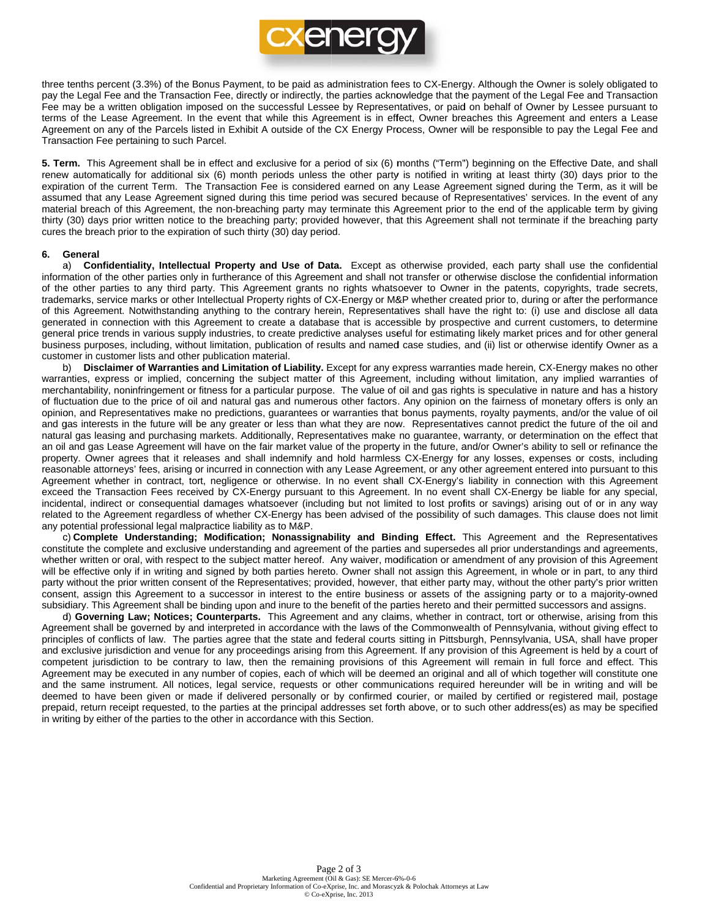three tenths percent (3.3%) of the Bonus Payment, to be paid as administration fees to CX-Energy. Although the Owner is solely obligated to pay the Legal Fee and the Transaction Fee, directly or indirectly, the parties acknowledge that the payment of the Legal Fee and Transaction Fee may be a written obligation imposed on the successful Lessee by Representatives, or paid on behalf of Owner by Lessee pursuant to terms of the Lease Agreement. In the event that while this Agreement is in effect, Owner breaches this Agreement and enters a Lease Agreement on any of the Parcels listed in Exhibit A outside of the CX Energy Process, Owner will be responsible to pay the Legal Fee and Transaction Fee pertaining to such Parcel.

**5. Term.** This Agreement shall be in effect and exclusive for a period of six (6) months ("Term") beginning on the Effective Date, and shall renew automatically for additional six (6) month periods unless the other party is notified in writing at least thirty (30) days prior to the expiration of the current Term. The Transaction Fee is considered earned on any Lease Agreement signed during the Term, as it will be assumed that any Lease Agreement signed during this time period was secured because of Representatives' services. In the event of any material breach of this Agreement, the non-breaching party may terminate this Agreement prior to the end of the applicable term by giving thirty (30) days prior written notice to the breaching party; provided however, that this Agreement shall not terminate if the breaching party cures the breach prior to the expiration of such thirty (30) day period.

**6. General**

a) **Confidentiality, Intellectual Property and Use of Data.** Except as otherwise provided, each party shall use the confidential information of the other parties only in furtherance of this Agreement and shall not transfer or otherwise disclose the confidential information of the other parties to any third party. This Agreement grants no rights whatsoever to Owner in the patents, copyrights, trade secrets, trademarks, service marks or other Intellectual Property rights of CX-Energy or M&P whether created prior to, during or after the performance of this Agreement. Notwithstanding anything to the contrary herein, Representatives shall have the right to: (i) use and disclose all data generated in connection with this Agreement to create a database that is accessible by prospective and current customers, to determine general price trends in various supply industries, to create predictive analyses useful for estimating likely market prices and for other general business purposes, including, without limitation, publication of results and named case studies, and (ii) list or otherwise identify Owner as a customer in customer lists and other publication material.

b) **Disclaimer of Warranties and Limitation of Liability.** Except for any express warranties made herein, CX-Energy makes no other warranties, express or implied, concerning the subject matter of this Agreement, including without limitation, any implied warranties of merchantability, noninfringement or fitness for a particular purpose. The value of oil and gas rights is speculative in nature and has a history of fluctuation due to the price of oil and natural gas and numerous other factors. Any opinion on the fairness of monetary offers is only an opinion, and Representatives make no predictions, guarantees or warranties that bonus payments, royalty payments, and/or the value of oil and gas interests in the future will be any greater or less than what they are now. Representatives cannot predict the future of the oil and natural gas leasing and purchasing markets. Additionally, Representatives make no guarantee, warranty, or determination on the effect that an oil and gas Lease Agreement will have on the fair market value of the property in the future, and/or Owner's ability to sell or refinance the property. Owner agrees that it releases and shall indemnify and hold harmless CX-Energy for any losses, expenses or costs, including reasonable attorneys' fees, arising or incurred in connection with any Lease Agreement, or any other agreement entered into pursuant to this Agreement whether in contract, tort, negligence or otherwise. In no event shall CX-Energy's liability in connection with this Agreement exceed the Transaction Fees received by CX-Energy pursuant to this Agreement. In no event shall CX-Energy be liable for any special, incidental, indirect or consequential damages whatsoever (including but not limited to lost profits or savings) arising out of or in any way related to the Agreement regardless of whether CX-Energy has been advised of the possibility of such damages. This clause does not limit any potential professional legal malpractice liability as to M&P.

c) **Complete Understanding; Modification; Nonassignability and Binding Effect.** This Agreement and the Representatives constitute the complete and exclusive understanding and agreement of the parties and supersedes all prior understandings and agreements, whether written or oral, with respect to the subject matter hereof. Any waiver, modification or amendment of any provision of this Agreement will be effective only if in writing and signed by both parties hereto. Owner shall not assign this Agreement, in whole or in part, to any third party without the prior written consent of the Representatives; provided, however, that either party may, without the other party's prior written consent, assign this Agreement to a successor in interest to the entire business or assets of the assigning party or to a majority-owned subsidiary. This Agreement shall be binding upon and inure to the benefit of the parties hereto and their permitted successors and assigns.

d) **Governing Law; Notices; Counterparts.** This Agreement and any claims, whether in contract, tort or otherwise, arising from this Agreement shall be governed by and interpreted in accordance with the laws of the Commonwealth of Pennsylvania, without giving effect to principles of conflicts of law. The parties agree that the state and federal courts sitting in Pittsburgh, Pennsylvania, USA, shall have proper and exclusive jurisdiction and venue for any proceedings arising from this Agreement. If any provision of this Agreement is held by a court of competent jurisdiction to be contrary to law, then the remaining provisions of this Agreement will remain in full force and effect. This Agreement may be executed in any number of copies, each of which will be deemed an original and all of which together will constitute one and the same instrument. All notices, legal service, requests or other communications required hereunder will be in writing and will be deemed to have been given or made if delivered personally or by confirmed courier, or mailed by certified or registered mail, postage prepaid, return receipt requested, to the parties at the principal addresses set forth above, or to such other address(es) as may be specified in writing by either of the parties to the other in accordance with this Section.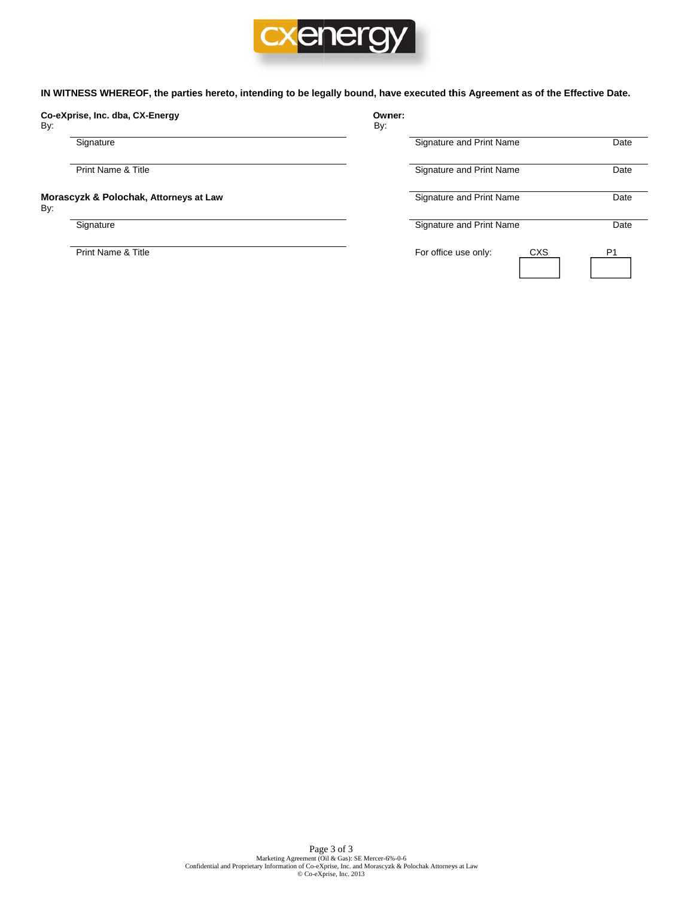**IN WITNESS WHEREOF, the parties hereto, intending to be legally bound, have executed this Agreement as of the Effective Date.**

**Co-eXprise, Inc. dba, CX-Energy**
By:

\_\_\_\_\_\_\_\_\_\_\_\_\_\_\_\_\_\_\_\_\_\_\_\_\_\_\_\_\_\_
Signature

\_\_\_\_\_\_\_\_\_\_\_\_\_\_\_\_\_\_\_\_\_\_\_\_\_\_\_\_\_\_
Print Name & Title

**Morascyzk & Polochak, Attorneys at Law**
By:

\_\_\_\_\_\_\_\_\_\_\_\_\_\_\_\_\_\_\_\_\_\_\_\_\_\_\_\_\_\_
Signature

\_\_\_\_\_\_\_\_\_\_\_\_\_\_\_\_\_\_\_\_\_\_\_\_\_\_\_\_\_\_
Print Name & Title

**Owner:**
By:

\_\_\_\_\_\_\_\_\_\_\_\_\_\_\_\_\_\_\_\_\_\_\_\_\_\_\_\_\_\_
Signature and Print Name — Date

\_\_\_\_\_\_\_\_\_\_\_\_\_\_\_\_\_\_\_\_\_\_\_\_\_\_\_\_\_\_
Signature and Print Name — Date

\_\_\_\_\_\_\_\_\_\_\_\_\_\_\_\_\_\_\_\_\_\_\_\_\_\_\_\_\_\_
Signature and Print Name — Date

\_\_\_\_\_\_\_\_\_\_\_\_\_\_\_\_\_\_\_\_\_\_\_\_\_\_\_\_\_\_
Signature and Print Name — Date

For office use only:

| CXS | P1 |
|---|---|
| | |

Marketing Agreement (Oil & Gas): SE Mercer-6%-0-6
Confidential and Proprietary Information of Co-eXprise, Inc. and Morascyzk & Polochak Attorneys at Law
© Co-eXprise, Inc. 2013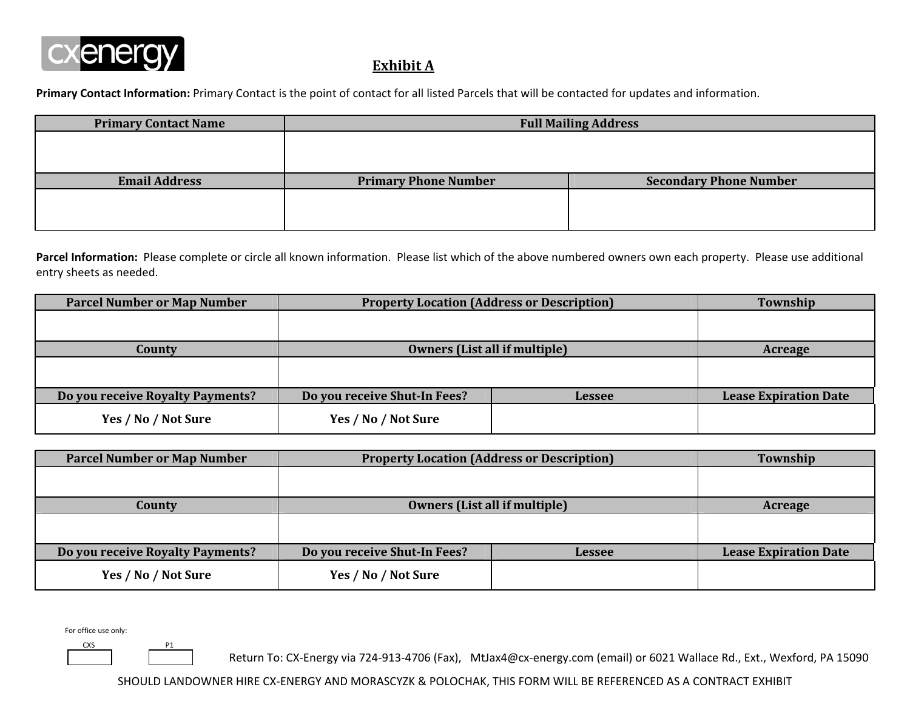cxenergy

# Exhibit A

**Primary Contact Information:** Primary Contact is the point of contact for all listed Parcels that will be contacted for updates and information.

| Primary Contact Name | Full Mailing Address | |
|---|---|---|
| | | |
| **Email Address** | **Primary Phone Number** | **Secondary Phone Number** |
| | | |

**Parcel Information:** Please complete or circle all known information. Please list which of the above numbered owners own each property. Please use additional entry sheets as needed.

| Parcel Number or Map Number | Property Location (Address or Description) | | Township |
|---|---|---|---|
| | | | |
| **County** | **Owners (List all if multiple)** | | **Acreage** |
| | | | |
| **Do you receive Royalty Payments?** | **Do you receive Shut-In Fees?** | **Lessee** | **Lease Expiration Date** |
| Yes / No / Not Sure | Yes / No / Not Sure | | |

| Parcel Number or Map Number | Property Location (Address or Description) | | Township |
|---|---|---|---|
| | | | |
| **County** | **Owners (List all if multiple)** | | **Acreage** |
| | | | |
| **Do you receive Royalty Payments?** | **Do you receive Shut-In Fees?** | **Lessee** | **Lease Expiration Date** |
| Yes / No / Not Sure | Yes / No / Not Sure | | |

For office use only:

| CXS | P1 |
|---|---|
| | |

Return To: CX-Energy via 724-913-4706 (Fax), MtJax4@cx-energy.com (email) or 6021 Wallace Rd., Ext., Wexford, PA 15090

SHOULD LANDOWNER HIRE CX-ENERGY AND MORASCYZK & POLOCHAK, THIS FORM WILL BE REFERENCED AS A CONTRACT EXHIBIT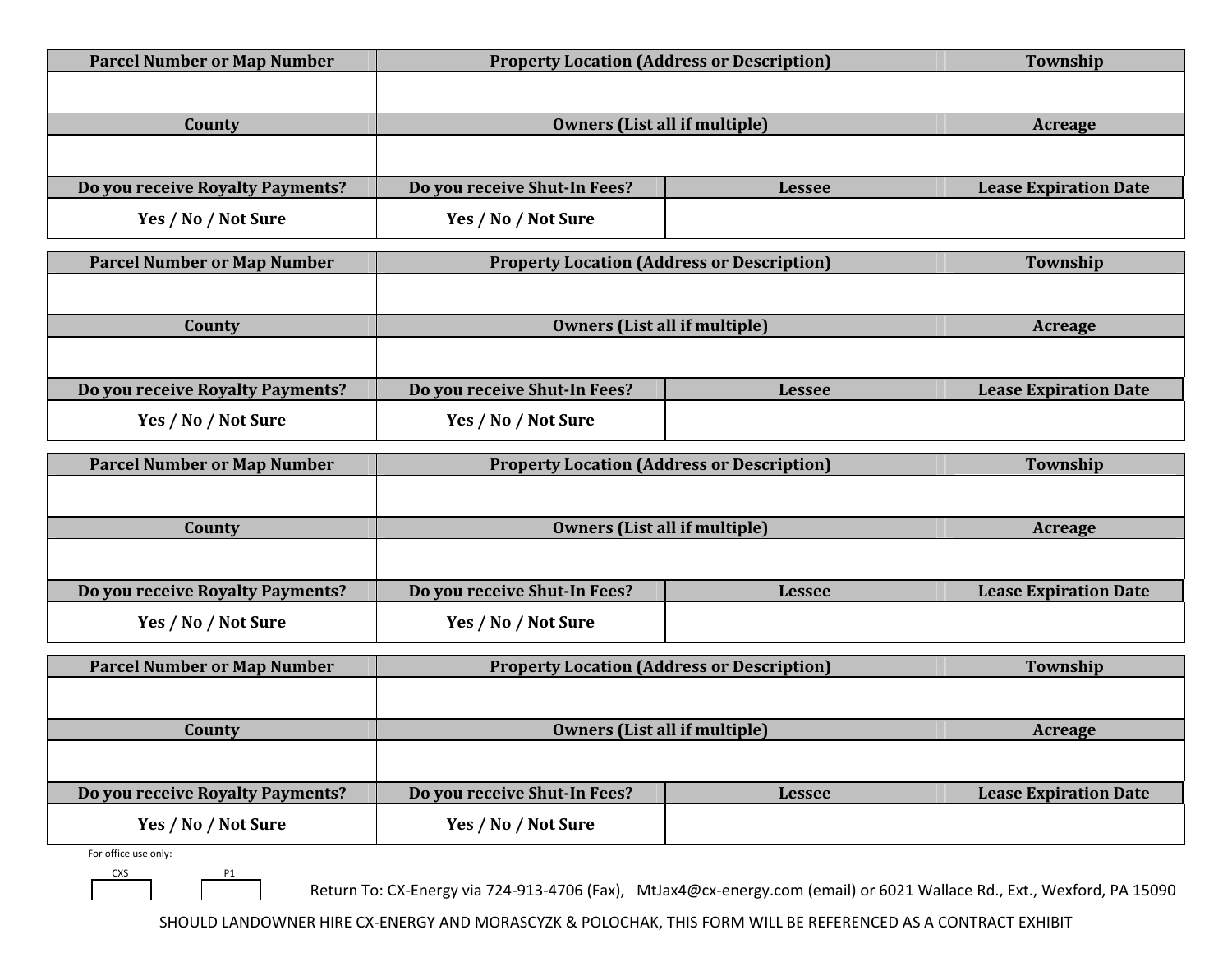| Parcel Number or Map Number | Property Location (Address or Description) | | Township |
| --- | --- | --- | --- |
| | | | |
| **County** | **Owners (List all if multiple)** | | **Acreage** |
| | | | |
| **Do you receive Royalty Payments?** | **Do you receive Shut-In Fees?** | **Lessee** | **Lease Expiration Date** |
| Yes / No / Not Sure | Yes / No / Not Sure | | |

| Parcel Number or Map Number | Property Location (Address or Description) | | Township |
| --- | --- | --- | --- |
| | | | |
| **County** | **Owners (List all if multiple)** | | **Acreage** |
| | | | |
| **Do you receive Royalty Payments?** | **Do you receive Shut-In Fees?** | **Lessee** | **Lease Expiration Date** |
| Yes / No / Not Sure | Yes / No / Not Sure | | |

| Parcel Number or Map Number | Property Location (Address or Description) | | Township |
| --- | --- | --- | --- |
| | | | |
| **County** | **Owners (List all if multiple)** | | **Acreage** |
| | | | |
| **Do you receive Royalty Payments?** | **Do you receive Shut-In Fees?** | **Lessee** | **Lease Expiration Date** |
| Yes / No / Not Sure | Yes / No / Not Sure | | |

| Parcel Number or Map Number | Property Location (Address or Description) | | Township |
| --- | --- | --- | --- |
| | | | |
| **County** | **Owners (List all if multiple)** | | **Acreage** |
| | | | |
| **Do you receive Royalty Payments?** | **Do you receive Shut-In Fees?** | **Lessee** | **Lease Expiration Date** |
| Yes / No / Not Sure | Yes / No / Not Sure | | |

For office use only:

CXS ☐ P1 ☐

Return To: CX-Energy via 724-913-4706 (Fax), MtJax4@cx-energy.com (email) or 6021 Wallace Rd., Ext., Wexford, PA 15090

SHOULD LANDOWNER HIRE CX-ENERGY AND MORASCYZK & POLOCHAK, THIS FORM WILL BE REFERENCED AS A CONTRACT EXHIBIT